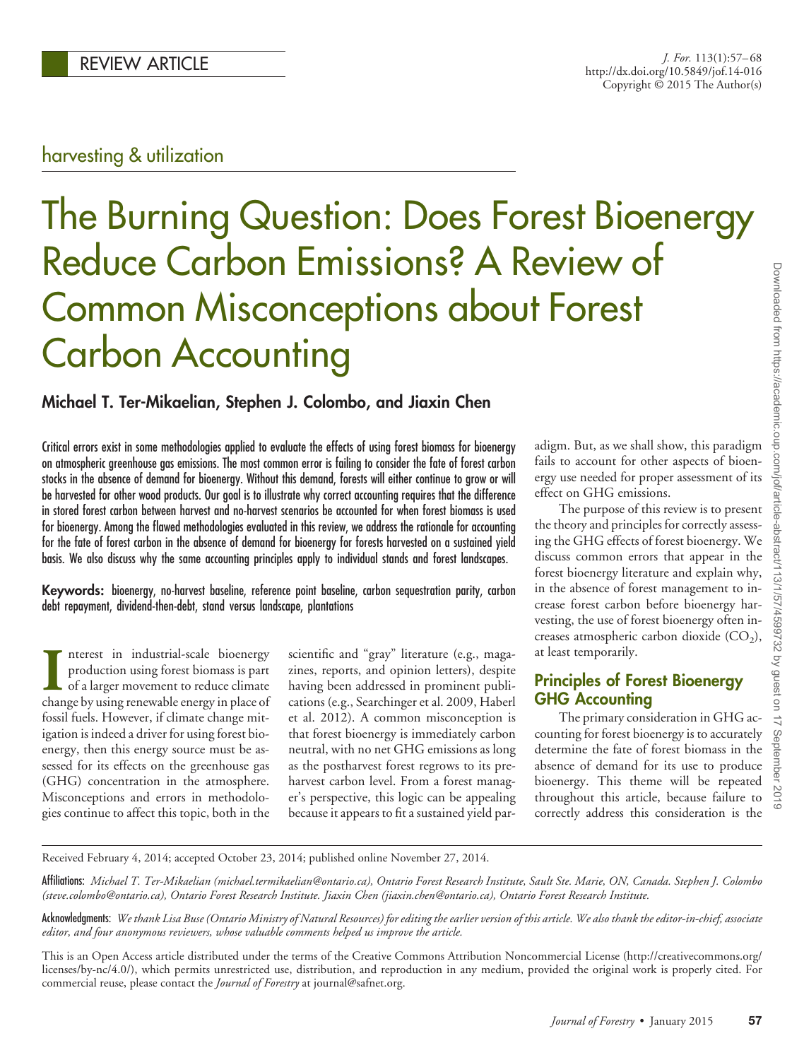REVIEW ARTICLE

harvesting & utilization

# The Burning Question: Does Forest Bioenergy Reduce Carbon Emissions? A Review of Common Misconceptions about Forest Carbon Accounting

**Michael T. Ter-Mikaelian, Stephen J. Colombo, and Jiaxin Chen**

Critical errors exist in some methodologies applied to evaluate the effects of using forest biomass for bioenergy on atmospheric greenhouse gas emissions. The most common error is failing to consider the fate of forest carbon stocks in the absence of demand for bioenergy. Without this demand, forests will either continue to grow or will be harvested for other wood products. Our goal is to illustrate why correct accounting requires that the difference in stored forest carbon between harvest and no-harvest scenarios be accounted for when forest biomass is used for bioenergy. Among the flawed methodologies evaluated in this review, we address the rationale for accounting for the fate of forest carbon in the absence of demand for bioenergy for forests harvested on a sustained yield basis. We also discuss why the same accounting principles apply to individual stands and forest landscapes.

**Keywords:** bioenergy, no-harvest baseline, reference point baseline, carbon sequestration parity, carbon debt repayment, dividend-then-debt, stand versus landscape, plantations

Interest in industrial-scale bioenergy production using forest biomass is part of a larger movement to reduce climate change by using renewable energy in place of fossil fuels. However, if climate change mitigation is indeed a driver for using forest bioenergy, then this energy source must be assessed for its effects on the greenhouse gas (GHG) concentration in the atmosphere. Misconceptions and errors in methodologies continue to affect this topic, both in the scientific and "gray" literature (e.g., magazines, reports, and opinion letters), despite having been addressed in prominent publications (e.g., Searchinger et al. 2009, Haberl et al. 2012). A common misconception is that forest bioenergy is immediately carbon neutral, with no net GHG emissions as long as the postharvest forest regrows to its preharvest carbon level. From a forest manager's perspective, this logic can be appealing because it appears to fit a sustained yield paradigm. But, as we shall show, this paradigm fails to account for other aspects of bioenergy use needed for proper assessment of its effect on GHG emissions.

The purpose of this review is to present the theory and principles for correctly assessing the GHG effects of forest bioenergy. We discuss common errors that appear in the forest bioenergy literature and explain why, in the absence of forest management to increase forest carbon before bioenergy harvesting, the use of forest bioenergy often increases atmospheric carbon dioxide ($CO_2$), at least temporarily.

## Principles of Forest Bioenergy GHG Accounting

The primary consideration in GHG accounting for forest bioenergy is to accurately determine the fate of forest biomass in the absence of demand for its use to produce bioenergy. This theme will be repeated throughout this article, because failure to correctly address this consideration is the

Received February 4, 2014; accepted October 23, 2014; published online November 27, 2014.

Affiliations: *Michael T. Ter-Mikaelian (michael.termikaelian@ontario.ca), Ontario Forest Research Institute, Sault Ste. Marie, ON, Canada. Stephen J. Colombo (steve.colombo@ontario.ca), Ontario Forest Research Institute. Jiaxin Chen (jiaxin.chen@ontario.ca), Ontario Forest Research Institute.*

Acknowledgments: *We thank Lisa Buse (Ontario Ministry of Natural Resources) for editing the earlier version of this article. We also thank the editor-in-chief, associate editor, and four anonymous reviewers, whose valuable comments helped us improve the article.*

This is an Open Access article distributed under the terms of the Creative Commons Attribution Noncommercial License (http://creativecommons.org/licenses/by-nc/4.0/), which permits unrestricted use, distribution, and reproduction in any medium, provided the original work is properly cited. For commercial reuse, please contact the *Journal of Forestry* at journal@safnet.org.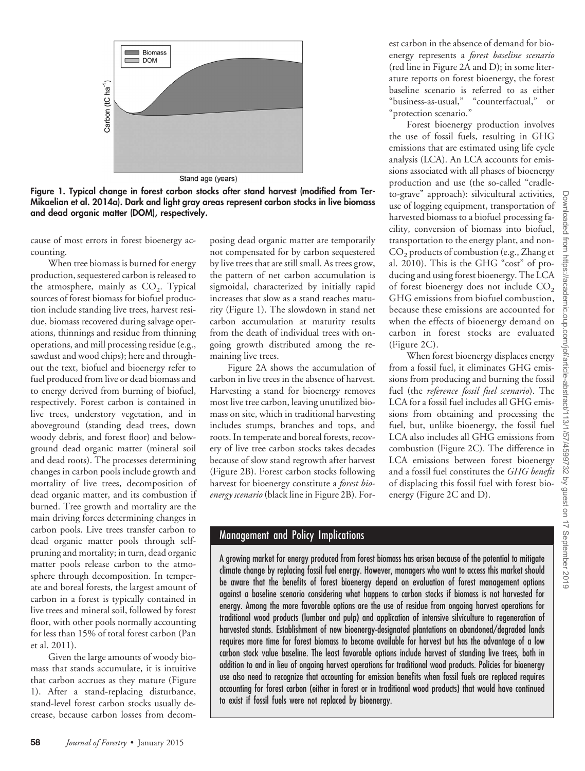Figure 1. Typical change in forest carbon stocks after stand harvest (modified from Ter-Mikaelian et al. 2014a). Dark and light gray areas represent carbon stocks in live biomass and dead organic matter (DOM), respectively.

cause of most errors in forest bioenergy accounting.

When tree biomass is burned for energy production, sequestered carbon is released to the atmosphere, mainly as $CO_2$. Typical sources of forest biomass for biofuel production include standing live trees, harvest residue, biomass recovered during salvage operations, thinnings and residue from thinning operations, and mill processing residue (e.g., sawdust and wood chips); here and throughout the text, biofuel and bioenergy refer to fuel produced from live or dead biomass and to energy derived from burning of biofuel, respectively. Forest carbon is contained in live trees, understory vegetation, and in aboveground (standing dead trees, down woody debris, and forest floor) and belowground dead organic matter (mineral soil and dead roots). The processes determining changes in carbon pools include growth and mortality of live trees, decomposition of dead organic matter, and its combustion if burned. Tree growth and mortality are the main driving forces determining changes in carbon pools. Live trees transfer carbon to dead organic matter pools through self-pruning and mortality; in turn, dead organic matter pools release carbon to the atmosphere through decomposition. In temperate and boreal forests, the largest amount of carbon in a forest is typically contained in live trees and mineral soil, followed by forest floor, with other pools normally accounting for less than 15% of total forest carbon (Pan et al. 2011).

Given the large amounts of woody biomass that stands accumulate, it is intuitive that carbon accrues as they mature (Figure 1). After a stand-replacing disturbance, stand-level forest carbon stocks usually decrease, because carbon losses from decomposing dead organic matter are temporarily not compensated for by carbon sequestered by live trees that are still small. As trees grow, the pattern of net carbon accumulation is sigmoidal, characterized by initially rapid increases that slow as a stand reaches maturity (Figure 1). The slowdown in stand net carbon accumulation at maturity results from the death of individual trees with ongoing growth distributed among the remaining live trees.

Figure 2A shows the accumulation of carbon in live trees in the absence of harvest. Harvesting a stand for bioenergy removes most live tree carbon, leaving unutilized biomass on site, which in traditional harvesting includes stumps, branches and tops, and roots. In temperate and boreal forests, recovery of live tree carbon stocks takes decades because of slow stand regrowth after harvest (Figure 2B). Forest carbon stocks following harvest for bioenergy constitute a *forest bioenergy scenario* (black line in Figure 2B). Forest carbon in the absence of demand for bioenergy represents a *forest baseline scenario* (red line in Figure 2A and D); in some literature reports on forest bioenergy, the forest baseline scenario is referred to as either "business-as-usual," "counterfactual," or "protection scenario."

Forest bioenergy production involves the use of fossil fuels, resulting in GHG emissions that are estimated using life cycle analysis (LCA). An LCA accounts for emissions associated with all phases of bioenergy production and use (the so-called "cradle-to-grave" approach): silvicultural activities, use of logging equipment, transportation of harvested biomass to a biofuel processing facility, conversion of biomass into biofuel, transportation to the energy plant, and non-$CO_2$ products of combustion (e.g., Zhang et al. 2010). This is the GHG "cost" of producing and using forest bioenergy. The LCA of forest bioenergy does not include $CO_2$ GHG emissions from biofuel combustion, because these emissions are accounted for when the effects of bioenergy demand on carbon in forest stocks are evaluated (Figure 2C).

When forest bioenergy displaces energy from a fossil fuel, it eliminates GHG emissions from producing and burning the fossil fuel (the *reference fossil fuel scenario*). The LCA for a fossil fuel includes all GHG emissions from obtaining and processing the fuel, but, unlike bioenergy, the fossil fuel LCA also includes all GHG emissions from combustion (Figure 2C). The difference in LCA emissions between forest bioenergy and a fossil fuel constitutes the *GHG benefit* of displacing this fossil fuel with forest bioenergy (Figure 2C and D).

## Management and Policy Implications

A growing market for energy produced from forest biomass has arisen because of the potential to mitigate climate change by replacing fossil fuel energy. However, managers who want to access this market should be aware that the benefits of forest bioenergy depend on evaluation of forest management options against a baseline scenario considering what happens to carbon stocks if biomass is not harvested for energy. Among the more favorable options are the use of residue from ongoing harvest operations for traditional wood products (lumber and pulp) and application of intensive silviculture to regeneration of harvested stands. Establishment of new bioenergy-designated plantations on abandoned/degraded lands requires more time for forest biomass to become available for harvest but has the advantage of a low carbon stock value baseline. The least favorable options include harvest of standing live trees, both in addition to and in lieu of ongoing harvest operations for traditional wood products. Policies for bioenergy use also need to recognize that accounting for emission benefits when fossil fuels are replaced requires accounting for forest carbon (either in forest or in traditional wood products) that would have continued to exist if fossil fuels were not replaced by bioenergy.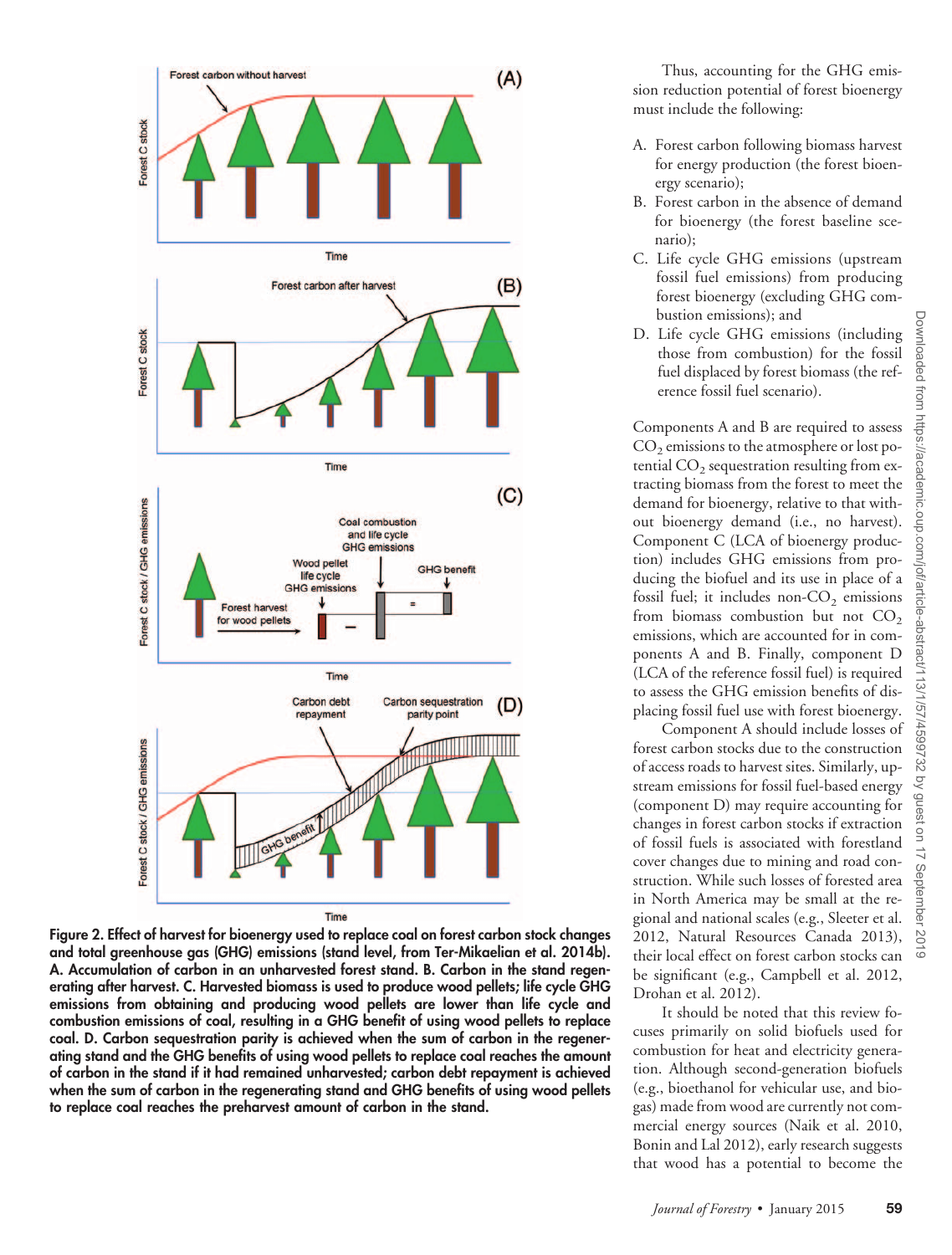Figure 2. Effect of harvest for bioenergy used to replace coal on forest carbon stock changes and total greenhouse gas (GHG) emissions (stand level, from Ter-Mikaelian et al. 2014b). A. Accumulation of carbon in an unharvested forest stand. B. Carbon in the stand regenerating after harvest. C. Harvested biomass is used to produce wood pellets; life cycle GHG emissions from obtaining and producing wood pellets are lower than life cycle and combustion emissions of coal, resulting in a GHG benefit of using wood pellets to replace coal. D. Carbon sequestration parity is achieved when the sum of carbon in the regenerating stand and the GHG benefits of using wood pellets to replace coal reaches the amount of carbon in the stand if it had remained unharvested; carbon debt repayment is achieved when the sum of carbon in the regenerating stand and GHG benefits of using wood pellets to replace coal reaches the preharvest amount of carbon in the stand.

Thus, accounting for the GHG emission reduction potential of forest bioenergy must include the following:

A. Forest carbon following biomass harvest for energy production (the forest bioenergy scenario);
B. Forest carbon in the absence of demand for bioenergy (the forest baseline scenario);
C. Life cycle GHG emissions (upstream fossil fuel emissions) from producing forest bioenergy (excluding GHG combustion emissions); and
D. Life cycle GHG emissions (including those from combustion) for the fossil fuel displaced by forest biomass (the reference fossil fuel scenario).

Components A and B are required to assess $CO_2$ emissions to the atmosphere or lost potential $CO_2$ sequestration resulting from extracting biomass from the forest to meet the demand for bioenergy, relative to that without bioenergy demand (i.e., no harvest). Component C (LCA of bioenergy production) includes GHG emissions from producing the biofuel and its use in place of a fossil fuel; it includes non-$CO_2$ emissions from biomass combustion but not $CO_2$ emissions, which are accounted for in components A and B. Finally, component D (LCA of the reference fossil fuel) is required to assess the GHG emission benefits of displacing fossil fuel use with forest bioenergy.

Component A should include losses of forest carbon stocks due to the construction of access roads to harvest sites. Similarly, upstream emissions for fossil fuel-based energy (component D) may require accounting for changes in forest carbon stocks if extraction of fossil fuels is associated with forestland cover changes due to mining and road construction. While such losses of forested area in North America may be small at the regional and national scales (e.g., Sleeter et al. 2012, Natural Resources Canada 2013), their local effect on forest carbon stocks can be significant (e.g., Campbell et al. 2012, Drohan et al. 2012).

It should be noted that this review focuses primarily on solid biofuels used for combustion for heat and electricity generation. Although second-generation biofuels (e.g., bioethanol for vehicular use, and biogas) made from wood are currently not commercial energy sources (Naik et al. 2010, Bonin and Lal 2012), early research suggests that wood has a potential to become the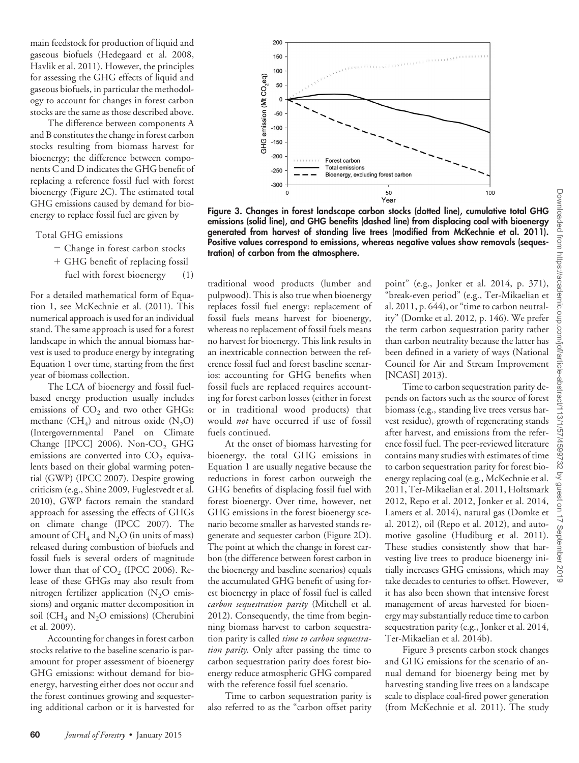main feedstock for production of liquid and gaseous biofuels (Hedegaard et al. 2008, Havlik et al. 2011). However, the principles for assessing the GHG effects of liquid and gaseous biofuels, in particular the methodology to account for changes in forest carbon stocks are the same as those described above.

The difference between components A and B constitutes the change in forest carbon stocks resulting from biomass harvest for bioenergy; the difference between components C and D indicates the GHG benefit of replacing a reference fossil fuel with forest bioenergy (Figure 2C). The estimated total GHG emissions caused by demand for bioenergy to replace fossil fuel are given by

Total GHG emissions
= Change in forest carbon stocks
+ GHG benefit of replacing fossil fuel with forest bioenergy (1)

For a detailed mathematical form of Equation 1, see McKechnie et al. (2011). This numerical approach is used for an individual stand. The same approach is used for a forest landscape in which the annual biomass harvest is used to produce energy by integrating Equation 1 over time, starting from the first year of biomass collection.

The LCA of bioenergy and fossil fuel-based energy production usually includes emissions of $CO_2$ and two other GHGs: methane ($CH_4$) and nitrous oxide ($N_2O$) (Intergovernmental Panel on Climate Change [IPCC] 2006). Non-$CO_2$ GHG emissions are converted into $CO_2$ equivalents based on their global warming potential (GWP) (IPCC 2007). Despite growing criticism (e.g., Shine 2009, Fuglestvedt et al. 2010), GWP factors remain the standard approach for assessing the effects of GHGs on climate change (IPCC 2007). The amount of $CH_4$ and $N_2O$ (in units of mass) released during combustion of biofuels and fossil fuels is several orders of magnitude lower than that of $CO_2$ (IPCC 2006). Release of these GHGs may also result from nitrogen fertilizer application ($N_2O$ emissions) and organic matter decomposition in soil ($CH_4$ and $N_2O$ emissions) (Cherubini et al. 2009).

Accounting for changes in forest carbon stocks relative to the baseline scenario is paramount for proper assessment of bioenergy GHG emissions: without demand for bioenergy, harvesting either does not occur and the forest continues growing and sequestering additional carbon or it is harvested for traditional wood products (lumber and pulpwood). This is also true when bioenergy replaces fossil fuel energy: replacement of fossil fuels means harvest for bioenergy, whereas no replacement of fossil fuels means no harvest for bioenergy. This link results in an inextricable connection between the reference fossil fuel and forest baseline scenarios: accounting for GHG benefits when fossil fuels are replaced requires accounting for forest carbon losses (either in forest or in traditional wood products) that would *not* have occurred if use of fossil fuels continued.

At the onset of biomass harvesting for bioenergy, the total GHG emissions in Equation 1 are usually negative because the reductions in forest carbon outweigh the GHG benefits of displacing fossil fuel with forest bioenergy. Over time, however, net GHG emissions in the forest bioenergy scenario become smaller as harvested stands regenerate and sequester carbon (Figure 2D). The point at which the change in forest carbon (the difference between forest carbon in the bioenergy and baseline scenarios) equals the accumulated GHG benefit of using forest bioenergy in place of fossil fuel is called *carbon sequestration parity* (Mitchell et al. 2012). Consequently, the time from beginning biomass harvest to carbon sequestration parity is called *time to carbon sequestration parity.* Only after passing the time to carbon sequestration parity does forest bioenergy reduce atmospheric GHG compared with the reference fossil fuel scenario.

Time to carbon sequestration parity is also referred to as the "carbon offset parity point" (e.g., Jonker et al. 2014, p. 371), "break-even period" (e.g., Ter-Mikaelian et al. 2011, p. 644), or "time to carbon neutrality" (Domke et al. 2012, p. 146). We prefer the term carbon sequestration parity rather than carbon neutrality because the latter has been defined in a variety of ways (National Council for Air and Stream Improvement [NCASI] 2013).

Time to carbon sequestration parity depends on factors such as the source of forest biomass (e.g., standing live trees versus harvest residue), growth of regenerating stands after harvest, and emissions from the reference fossil fuel. The peer-reviewed literature contains many studies with estimates of time to carbon sequestration parity for forest bioenergy replacing coal (e.g., McKechnie et al. 2011, Ter-Mikaelian et al. 2011, Holtsmark 2012, Repo et al. 2012, Jonker et al. 2014, Lamers et al. 2014), natural gas (Domke et al. 2012), oil (Repo et al. 2012), and automotive gasoline (Hudiburg et al. 2011). These studies consistently show that harvesting live trees to produce bioenergy initially increases GHG emissions, which may take decades to centuries to offset. However, it has also been shown that intensive forest management of areas harvested for bioenergy may substantially reduce time to carbon sequestration parity (e.g., Jonker et al. 2014, Ter-Mikaelian et al. 2014b).

Figure 3 presents carbon stock changes and GHG emissions for the scenario of annual demand for bioenergy being met by harvesting standing live trees on a landscape scale to displace coal-fired power generation (from McKechnie et al. 2011). The study

**Figure 3. Changes in forest landscape carbon stocks (dotted line), cumulative total GHG emissions (solid line), and GHG benefits (dashed line) from displacing coal with bioenergy generated from harvest of standing live trees (modified from McKechnie et al. 2011). Positive values correspond to emissions, whereas negative values show removals (sequestration) of carbon from the atmosphere.**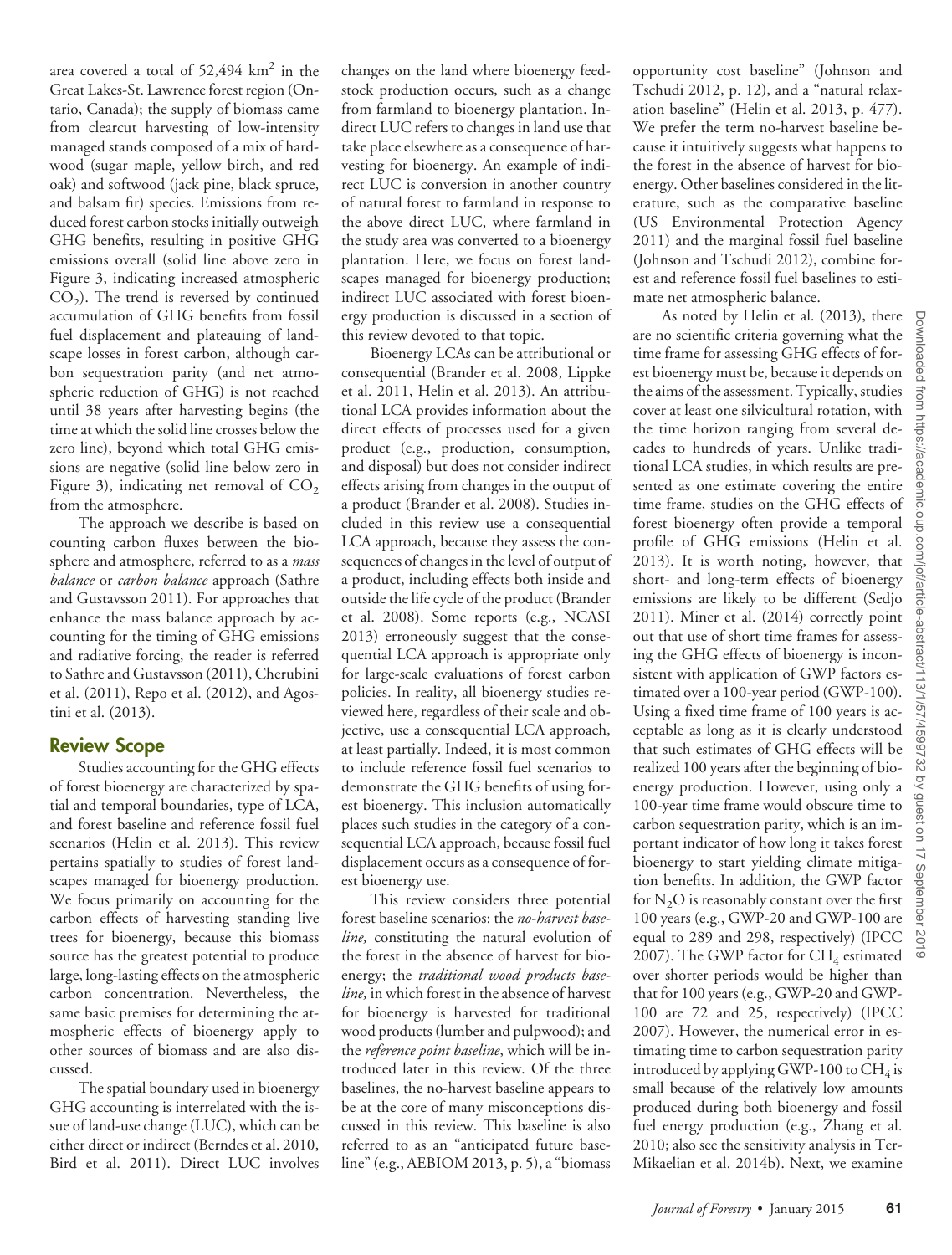area covered a total of 52,494 $km^2$ in the Great Lakes-St. Lawrence forest region (Ontario, Canada); the supply of biomass came from clearcut harvesting of low-intensity managed stands composed of a mix of hardwood (sugar maple, yellow birch, and red oak) and softwood (jack pine, black spruce, and balsam fir) species. Emissions from reduced forest carbon stocks initially outweigh GHG benefits, resulting in positive GHG emissions overall (solid line above zero in Figure 3, indicating increased atmospheric $CO_2$). The trend is reversed by continued accumulation of GHG benefits from fossil fuel displacement and plateauing of landscape losses in forest carbon, although carbon sequestration parity (and net atmospheric reduction of GHG) is not reached until 38 years after harvesting begins (the time at which the solid line crosses below the zero line), beyond which total GHG emissions are negative (solid line below zero in Figure 3), indicating net removal of $CO_2$ from the atmosphere.

The approach we describe is based on counting carbon fluxes between the biosphere and atmosphere, referred to as a *mass balance* or *carbon balance* approach (Sathre and Gustavsson 2011). For approaches that enhance the mass balance approach by accounting for the timing of GHG emissions and radiative forcing, the reader is referred to Sathre and Gustavsson (2011), Cherubini et al. (2011), Repo et al. (2012), and Agostini et al. (2013).

## Review Scope

Studies accounting for the GHG effects of forest bioenergy are characterized by spatial and temporal boundaries, type of LCA, and forest baseline and reference fossil fuel scenarios (Helin et al. 2013). This review pertains spatially to studies of forest landscapes managed for bioenergy production. We focus primarily on accounting for the carbon effects of harvesting standing live trees for bioenergy, because this biomass source has the greatest potential to produce large, long-lasting effects on the atmospheric carbon concentration. Nevertheless, the same basic premises for determining the atmospheric effects of bioenergy apply to other sources of biomass and are also discussed.

The spatial boundary used in bioenergy GHG accounting is interrelated with the issue of land-use change (LUC), which can be either direct or indirect (Berndes et al. 2010, Bird et al. 2011). Direct LUC involves changes on the land where bioenergy feedstock production occurs, such as a change from farmland to bioenergy plantation. Indirect LUC refers to changes in land use that take place elsewhere as a consequence of harvesting for bioenergy. An example of indirect LUC is conversion in another country of natural forest to farmland in response to the above direct LUC, where farmland in the study area was converted to a bioenergy plantation. Here, we focus on forest landscapes managed for bioenergy production; indirect LUC associated with forest bioenergy production is discussed in a section of this review devoted to that topic.

Bioenergy LCAs can be attributional or consequential (Brander et al. 2008, Lippke et al. 2011, Helin et al. 2013). An attributional LCA provides information about the direct effects of processes used for a given product (e.g., production, consumption, and disposal) but does not consider indirect effects arising from changes in the output of a product (Brander et al. 2008). Studies included in this review use a consequential LCA approach, because they assess the consequences of changes in the level of output of a product, including effects both inside and outside the life cycle of the product (Brander et al. 2008). Some reports (e.g., NCASI 2013) erroneously suggest that the consequential LCA approach is appropriate only for large-scale evaluations of forest carbon policies. In reality, all bioenergy studies reviewed here, regardless of their scale and objective, use a consequential LCA approach, at least partially. Indeed, it is most common to include reference fossil fuel scenarios to demonstrate the GHG benefits of using forest bioenergy. This inclusion automatically places such studies in the category of a consequential LCA approach, because fossil fuel displacement occurs as a consequence of forest bioenergy use.

This review considers three potential forest baseline scenarios: the *no-harvest baseline,* constituting the natural evolution of the forest in the absence of harvest for bioenergy; the *traditional wood products baseline,* in which forest in the absence of harvest for bioenergy is harvested for traditional wood products (lumber and pulpwood); and the *reference point baseline*, which will be introduced later in this review. Of the three baselines, the no-harvest baseline appears to be at the core of many misconceptions discussed in this review. This baseline is also referred to as an "anticipated future baseline" (e.g., AEBIOM 2013, p. 5), a "biomass opportunity cost baseline" (Johnson and Tschudi 2012, p. 12), and a "natural relaxation baseline" (Helin et al. 2013, p. 477). We prefer the term no-harvest baseline because it intuitively suggests what happens to the forest in the absence of harvest for bioenergy. Other baselines considered in the literature, such as the comparative baseline (US Environmental Protection Agency 2011) and the marginal fossil fuel baseline (Johnson and Tschudi 2012), combine forest and reference fossil fuel baselines to estimate net atmospheric balance.

As noted by Helin et al. (2013), there are no scientific criteria governing what the time frame for assessing GHG effects of forest bioenergy must be, because it depends on the aims of the assessment. Typically, studies cover at least one silvicultural rotation, with the time horizon ranging from several decades to hundreds of years. Unlike traditional LCA studies, in which results are presented as one estimate covering the entire time frame, studies on the GHG effects of forest bioenergy often provide a temporal profile of GHG emissions (Helin et al. 2013). It is worth noting, however, that short- and long-term effects of bioenergy emissions are likely to be different (Sedjo 2011). Miner et al. (2014) correctly point out that use of short time frames for assessing the GHG effects of bioenergy is inconsistent with application of GWP factors estimated over a 100-year period (GWP-100). Using a fixed time frame of 100 years is acceptable as long as it is clearly understood that such estimates of GHG effects will be realized 100 years after the beginning of bioenergy production. However, using only a 100-year time frame would obscure time to carbon sequestration parity, which is an important indicator of how long it takes forest bioenergy to start yielding climate mitigation benefits. In addition, the GWP factor for $N_2O$ is reasonably constant over the first 100 years (e.g., GWP-20 and GWP-100 are equal to 289 and 298, respectively) (IPCC 2007). The GWP factor for $CH_4$ estimated over shorter periods would be higher than that for 100 years (e.g., GWP-20 and GWP-100 are 72 and 25, respectively) (IPCC 2007). However, the numerical error in estimating time to carbon sequestration parity introduced by applying GWP-100 to $CH_4$ is small because of the relatively low amounts produced during both bioenergy and fossil fuel energy production (e.g., Zhang et al. 2010; also see the sensitivity analysis in Ter-Mikaelian et al. 2014b). Next, we examine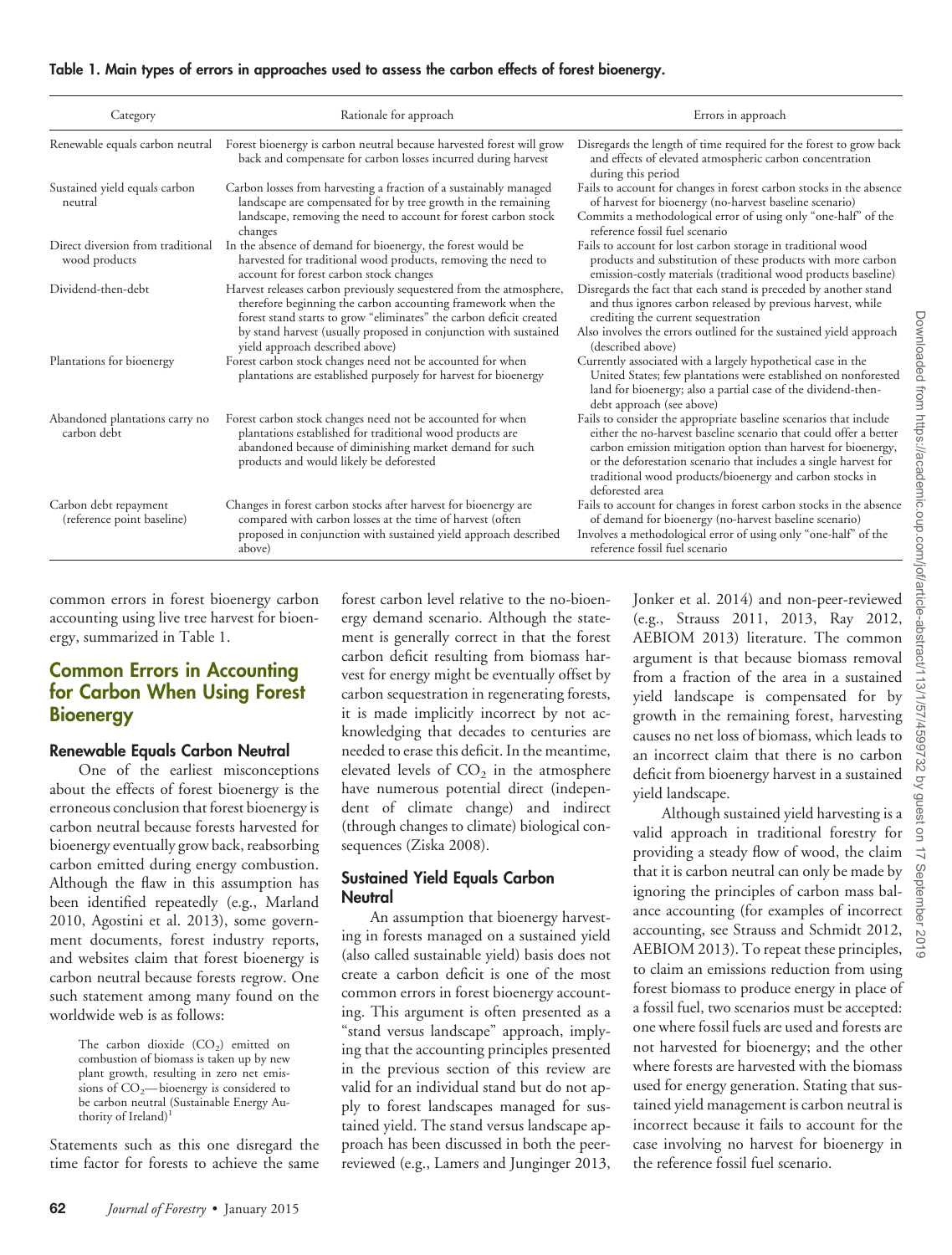**Table 1. Main types of errors in approaches used to assess the carbon effects of forest bioenergy.**

| Category | Rationale for approach | Errors in approach |
|---|---|---|
| Renewable equals carbon neutral | Forest bioenergy is carbon neutral because harvested forest will grow back and compensate for carbon losses incurred during harvest | Disregards the length of time required for the forest to grow back and effects of elevated atmospheric carbon concentration during this period |
| Sustained yield equals carbon neutral | Carbon losses from harvesting a fraction of a sustainably managed landscape are compensated for by tree growth in the remaining landscape, removing the need to account for forest carbon stock changes | Fails to account for changes in forest carbon stocks in the absence of harvest for bioenergy (no-harvest baseline scenario)<br>Commits a methodological error of using only "one-half" of the reference fossil fuel scenario |
| Direct diversion from traditional wood products | In the absence of demand for bioenergy, the forest would be harvested for traditional wood products, removing the need to account for forest carbon stock changes | Fails to account for lost carbon storage in traditional wood products and substitution of these products with more carbon emission-costly materials (traditional wood products baseline) |
| Dividend-then-debt | Harvest releases carbon previously sequestered from the atmosphere, therefore beginning the carbon accounting framework when the forest stand starts to grow "eliminates" the carbon deficit created by stand harvest (usually proposed in conjunction with sustained yield approach described above) | Disregards the fact that each stand is preceded by another stand and thus ignores carbon released by previous harvest, while crediting the current sequestration<br>Also involves the errors outlined for the sustained yield approach (described above) |
| Plantations for bioenergy | Forest carbon stock changes need not be accounted for when plantations are established purposely for harvest for bioenergy | Currently associated with a largely hypothetical case in the United States; few plantations were established on nonforested land for bioenergy; also a partial case of the dividend-then-debt approach (see above) |
| Abandoned plantations carry no carbon debt | Forest carbon stock changes need not be accounted for when plantations established for traditional wood products are abandoned because of diminishing market demand for such products and would likely be deforested | Fails to consider the appropriate baseline scenarios that include either the no-harvest baseline scenario that could offer a better carbon emission mitigation option than harvest for bioenergy, or the deforestation scenario that includes a single harvest for traditional wood products/bioenergy and carbon stocks in deforested area |
| Carbon debt repayment (reference point baseline) | Changes in forest carbon stocks after harvest for bioenergy are compared with carbon losses at the time of harvest (often proposed in conjunction with sustained yield approach described above) | Fails to account for changes in forest carbon stocks in the absence of demand for bioenergy (no-harvest baseline scenario)<br>Involves a methodological error of using only "one-half" of the reference fossil fuel scenario |

common errors in forest bioenergy carbon accounting using live tree harvest for bioenergy, summarized in Table 1.

## Common Errors in Accounting for Carbon When Using Forest Bioenergy

### Renewable Equals Carbon Neutral

One of the earliest misconceptions about the effects of forest bioenergy is the erroneous conclusion that forest bioenergy is carbon neutral because forests harvested for bioenergy eventually grow back, reabsorbing carbon emitted during energy combustion. Although the flaw in this assumption has been identified repeatedly (e.g., Marland 2010, Agostini et al. 2013), some government documents, forest industry reports, and websites claim that forest bioenergy is carbon neutral because forests regrow. One such statement among many found on the worldwide web is as follows:

> The carbon dioxide ($CO_2$) emitted on combustion of biomass is taken up by new plant growth, resulting in zero net emissions of $CO_2$—bioenergy is considered to be carbon neutral (Sustainable Energy Authority of Ireland)[1]

Statements such as this one disregard the time factor for forests to achieve the same forest carbon level relative to the no-bioenergy demand scenario. Although the statement is generally correct in that the forest carbon deficit resulting from biomass harvest for energy might be eventually offset by carbon sequestration in regenerating forests, it is made implicitly incorrect by not acknowledging that decades to centuries are needed to erase this deficit. In the meantime, elevated levels of $CO_2$ in the atmosphere have numerous potential direct (independent of climate change) and indirect (through changes to climate) biological consequences (Ziska 2008).

### Sustained Yield Equals Carbon Neutral

An assumption that bioenergy harvesting in forests managed on a sustained yield (also called sustainable yield) basis does not create a carbon deficit is one of the most common errors in forest bioenergy accounting. This argument is often presented as a "stand versus landscape" approach, implying that the accounting principles presented in the previous section of this review are valid for an individual stand but do not apply to forest landscapes managed for sustained yield. The stand versus landscape approach has been discussed in both the peer-reviewed (e.g., Lamers and Junginger 2013, Jonker et al. 2014) and non-peer-reviewed (e.g., Strauss 2011, 2013, Ray 2012, AEBIOM 2013) literature. The common argument is that because biomass removal from a fraction of the area in a sustained yield landscape is compensated for by growth in the remaining forest, harvesting causes no net loss of biomass, which leads to an incorrect claim that there is no carbon deficit from bioenergy harvest in a sustained yield landscape.

Although sustained yield harvesting is a valid approach in traditional forestry for providing a steady flow of wood, the claim that it is carbon neutral can only be made by ignoring the principles of carbon mass balance accounting (for examples of incorrect accounting, see Strauss and Schmidt 2012, AEBIOM 2013). To repeat these principles, to claim an emissions reduction from using forest biomass to produce energy in place of a fossil fuel, two scenarios must be accepted: one where fossil fuels are used and forests are not harvested for bioenergy; and the other where forests are harvested with the biomass used for energy generation. Stating that sustained yield management is carbon neutral is incorrect because it fails to account for the case involving no harvest for bioenergy in the reference fossil fuel scenario.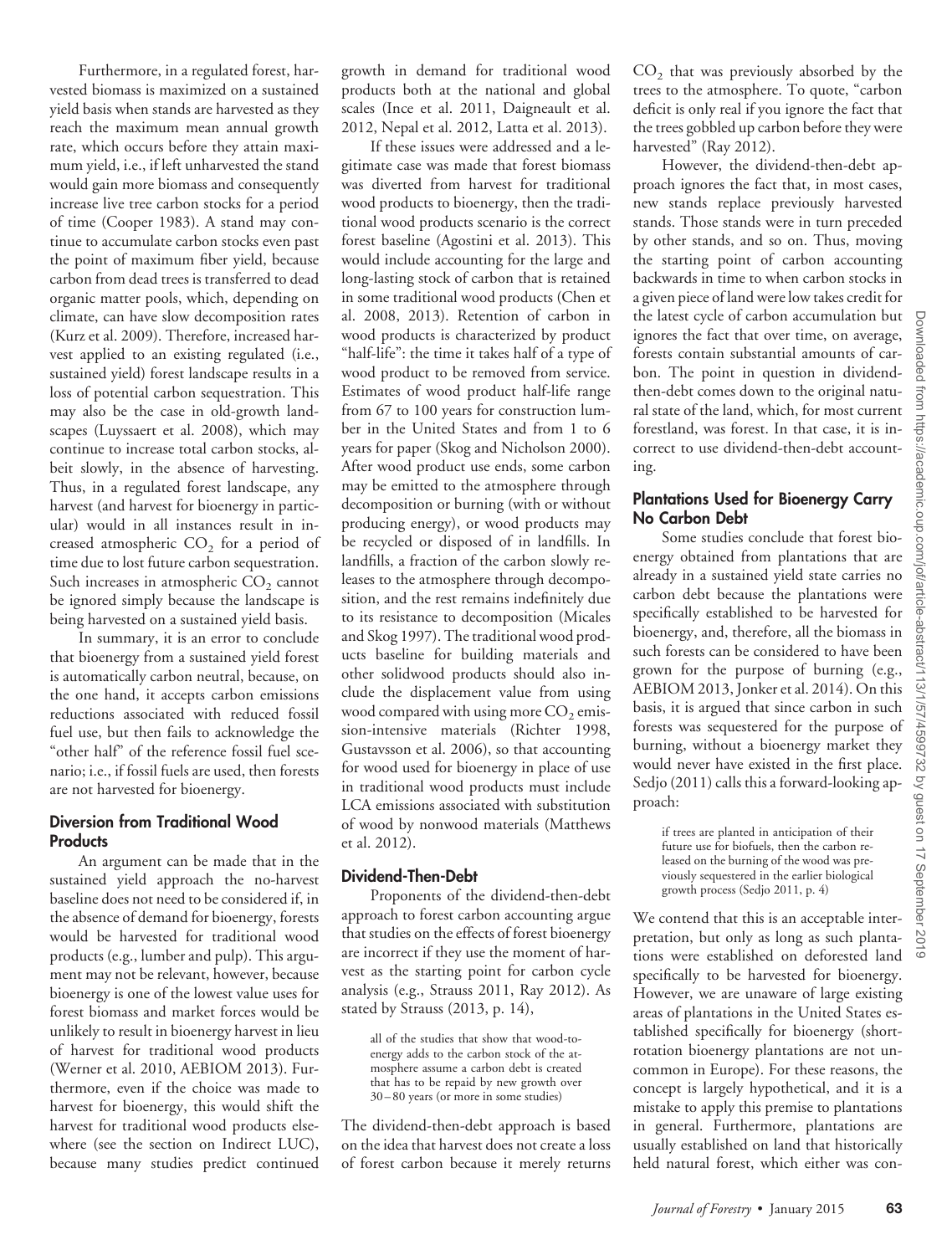Furthermore, in a regulated forest, harvested biomass is maximized on a sustained yield basis when stands are harvested as they reach the maximum mean annual growth rate, which occurs before they attain maximum yield, i.e., if left unharvested the stand would gain more biomass and consequently increase live tree carbon stocks for a period of time (Cooper 1983). A stand may continue to accumulate carbon stocks even past the point of maximum fiber yield, because carbon from dead trees is transferred to dead organic matter pools, which, depending on climate, can have slow decomposition rates (Kurz et al. 2009). Therefore, increased harvest applied to an existing regulated (i.e., sustained yield) forest landscape results in a loss of potential carbon sequestration. This may also be the case in old-growth landscapes (Luyssaert et al. 2008), which may continue to increase total carbon stocks, albeit slowly, in the absence of harvesting. Thus, in a regulated forest landscape, any harvest (and harvest for bioenergy in particular) would in all instances result in increased atmospheric $CO_2$ for a period of time due to lost future carbon sequestration. Such increases in atmospheric $CO_2$ cannot be ignored simply because the landscape is being harvested on a sustained yield basis.

In summary, it is an error to conclude that bioenergy from a sustained yield forest is automatically carbon neutral, because, on the one hand, it accepts carbon emissions reductions associated with reduced fossil fuel use, but then fails to acknowledge the "other half" of the reference fossil fuel scenario; i.e., if fossil fuels are used, then forests are not harvested for bioenergy.

### Diversion from Traditional Wood Products

An argument can be made that in the sustained yield approach the no-harvest baseline does not need to be considered if, in the absence of demand for bioenergy, forests would be harvested for traditional wood products (e.g., lumber and pulp). This argument may not be relevant, however, because bioenergy is one of the lowest value uses for forest biomass and market forces would be unlikely to result in bioenergy harvest in lieu of harvest for traditional wood products (Werner et al. 2010, AEBIOM 2013). Furthermore, even if the choice was made to harvest for bioenergy, this would shift the harvest for traditional wood products elsewhere (see the section on Indirect LUC), because many studies predict continued growth in demand for traditional wood products both at the national and global scales (Ince et al. 2011, Daigneault et al. 2012, Nepal et al. 2012, Latta et al. 2013).

If these issues were addressed and a legitimate case was made that forest biomass was diverted from harvest for traditional wood products to bioenergy, then the traditional wood products scenario is the correct forest baseline (Agostini et al. 2013). This would include accounting for the large and long-lasting stock of carbon that is retained in some traditional wood products (Chen et al. 2008, 2013). Retention of carbon in wood products is characterized by product "half-life": the time it takes half of a type of wood product to be removed from service. Estimates of wood product half-life range from 67 to 100 years for construction lumber in the United States and from 1 to 6 years for paper (Skog and Nicholson 2000). After wood product use ends, some carbon may be emitted to the atmosphere through decomposition or burning (with or without producing energy), or wood products may be recycled or disposed of in landfills. In landfills, a fraction of the carbon slowly releases to the atmosphere through decomposition, and the rest remains indefinitely due to its resistance to decomposition (Micales and Skog 1997). The traditional wood products baseline for building materials and other solidwood products should also include the displacement value from using wood compared with using more $CO_2$ emission-intensive materials (Richter 1998, Gustavsson et al. 2006), so that accounting for wood used for bioenergy in place of use in traditional wood products must include LCA emissions associated with substitution of wood by nonwood materials (Matthews et al. 2012).

### Dividend-Then-Debt

Proponents of the dividend-then-debt approach to forest carbon accounting argue that studies on the effects of forest bioenergy are incorrect if they use the moment of harvest as the starting point for carbon cycle analysis (e.g., Strauss 2011, Ray 2012). As stated by Strauss (2013, p. 14),

> all of the studies that show that wood-to-energy adds to the carbon stock of the atmosphere assume a carbon debt is created that has to be repaid by new growth over 30–80 years (or more in some studies)

The dividend-then-debt approach is based on the idea that harvest does not create a loss of forest carbon because it merely returns $CO_2$ that was previously absorbed by the trees to the atmosphere. To quote, "carbon deficit is only real if you ignore the fact that the trees gobbled up carbon before they were harvested" (Ray 2012).

However, the dividend-then-debt approach ignores the fact that, in most cases, new stands replace previously harvested stands. Those stands were in turn preceded by other stands, and so on. Thus, moving the starting point of carbon accounting backwards in time to when carbon stocks in a given piece of land were low takes credit for the latest cycle of carbon accumulation but ignores the fact that over time, on average, forests contain substantial amounts of carbon. The point in question in dividend-then-debt comes down to the original natural state of the land, which, for most current forestland, was forest. In that case, it is incorrect to use dividend-then-debt accounting.

### Plantations Used for Bioenergy Carry No Carbon Debt

Some studies conclude that forest bioenergy obtained from plantations that are already in a sustained yield state carries no carbon debt because the plantations were specifically established to be harvested for bioenergy, and, therefore, all the biomass in such forests can be considered to have been grown for the purpose of burning (e.g., AEBIOM 2013, Jonker et al. 2014). On this basis, it is argued that since carbon in such forests was sequestered for the purpose of burning, without a bioenergy market they would never have existed in the first place. Sedjo (2011) calls this a forward-looking approach:

> if trees are planted in anticipation of their future use for biofuels, then the carbon released on the burning of the wood was previously sequestered in the earlier biological growth process (Sedjo 2011, p. 4)

We contend that this is an acceptable interpretation, but only as long as such plantations were established on deforested land specifically to be harvested for bioenergy. However, we are unaware of large existing areas of plantations in the United States established specifically for bioenergy (short-rotation bioenergy plantations are not uncommon in Europe). For these reasons, the concept is largely hypothetical, and it is a mistake to apply this premise to plantations in general. Furthermore, plantations are usually established on land that historically held natural forest, which either was con-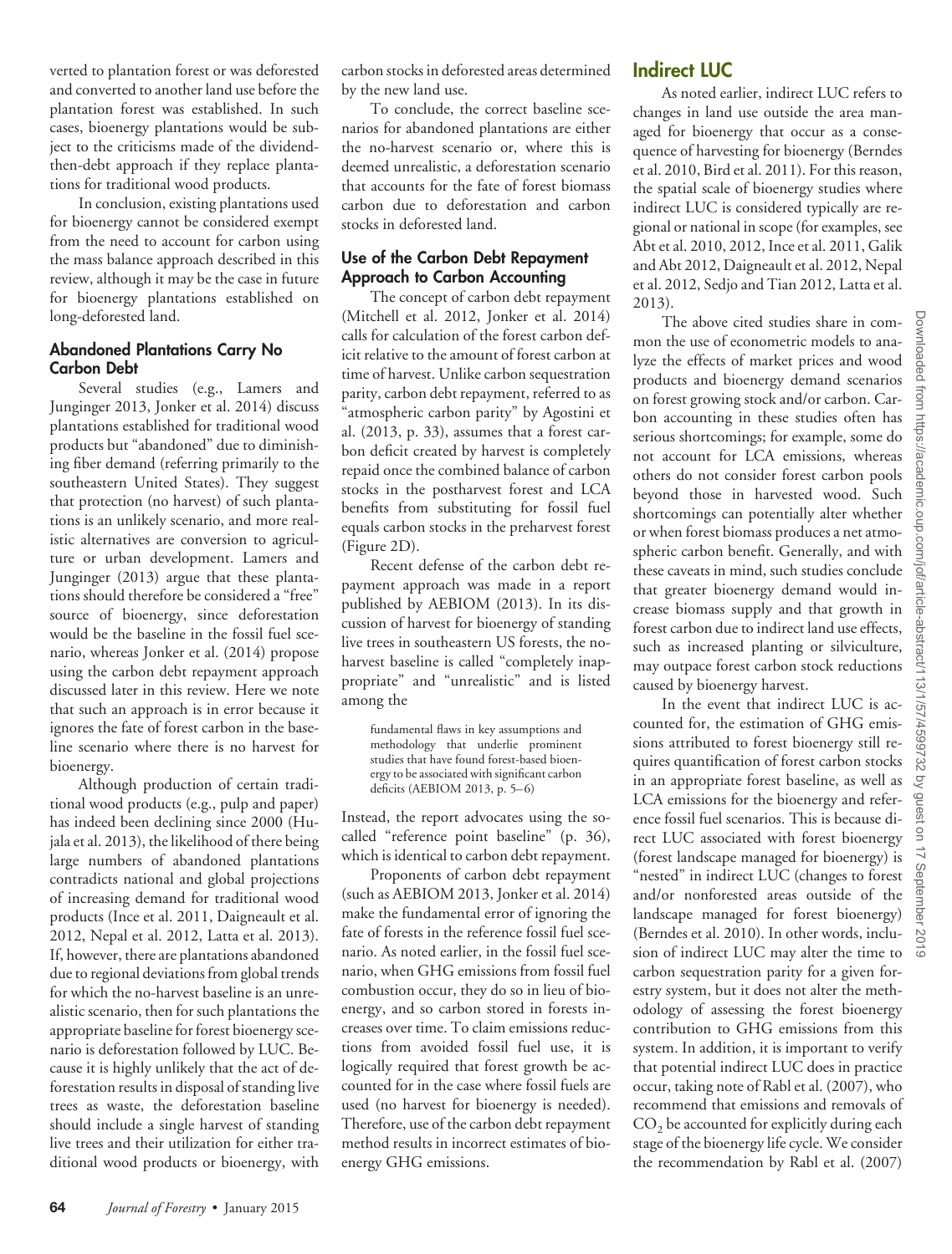verted to plantation forest or was deforested and converted to another land use before the plantation forest was established. In such cases, bioenergy plantations would be subject to the criticisms made of the dividend-then-debt approach if they replace plantations for traditional wood products.

In conclusion, existing plantations used for bioenergy cannot be considered exempt from the need to account for carbon using the mass balance approach described in this review, although it may be the case in future for bioenergy plantations established on long-deforested land.

### Abandoned Plantations Carry No Carbon Debt

Several studies (e.g., Lamers and Junginger 2013, Jonker et al. 2014) discuss plantations established for traditional wood products but "abandoned" due to diminishing fiber demand (referring primarily to the southeastern United States). They suggest that protection (no harvest) of such plantations is an unlikely scenario, and more realistic alternatives are conversion to agriculture or urban development. Lamers and Junginger (2013) argue that these plantations should therefore be considered a "free" source of bioenergy, since deforestation would be the baseline in the fossil fuel scenario, whereas Jonker et al. (2014) propose using the carbon debt repayment approach discussed later in this review. Here we note that such an approach is in error because it ignores the fate of forest carbon in the baseline scenario where there is no harvest for bioenergy.

Although production of certain traditional wood products (e.g., pulp and paper) has indeed been declining since 2000 (Hujala et al. 2013), the likelihood of there being large numbers of abandoned plantations contradicts national and global projections of increasing demand for traditional wood products (Ince et al. 2011, Daigneault et al. 2012, Nepal et al. 2012, Latta et al. 2013). If, however, there are plantations abandoned due to regional deviations from global trends for which the no-harvest baseline is an unrealistic scenario, then for such plantations the appropriate baseline for forest bioenergy scenario is deforestation followed by LUC. Because it is highly unlikely that the act of deforestation results in disposal of standing live trees as waste, the deforestation baseline should include a single harvest of standing live trees and their utilization for either traditional wood products or bioenergy, with carbon stocks in deforested areas determined by the new land use.

To conclude, the correct baseline scenarios for abandoned plantations are either the no-harvest scenario or, where this is deemed unrealistic, a deforestation scenario that accounts for the fate of forest biomass carbon due to deforestation and carbon stocks in deforested land.

### Use of the Carbon Debt Repayment Approach to Carbon Accounting

The concept of carbon debt repayment (Mitchell et al. 2012, Jonker et al. 2014) calls for calculation of the forest carbon deficit relative to the amount of forest carbon at time of harvest. Unlike carbon sequestration parity, carbon debt repayment, referred to as "atmospheric carbon parity" by Agostini et al. (2013, p. 33), assumes that a forest carbon deficit created by harvest is completely repaid once the combined balance of carbon stocks in the postharvest forest and LCA benefits from substituting for fossil fuel equals carbon stocks in the preharvest forest (Figure 2D).

Recent defense of the carbon debt repayment approach was made in a report published by AEBIOM (2013). In its discussion of harvest for bioenergy of standing live trees in southeastern US forests, the no-harvest baseline is called "completely inappropriate" and "unrealistic" and is listed among the

> fundamental flaws in key assumptions and methodology that underlie prominent studies that have found forest-based bioenergy to be associated with significant carbon deficits (AEBIOM 2013, p. 5–6)

Instead, the report advocates using the so-called "reference point baseline" (p. 36), which is identical to carbon debt repayment.

Proponents of carbon debt repayment (such as AEBIOM 2013, Jonker et al. 2014) make the fundamental error of ignoring the fate of forests in the reference fossil fuel scenario. As noted earlier, in the fossil fuel scenario, when GHG emissions from fossil fuel combustion occur, they do so in lieu of bioenergy, and so carbon stored in forests increases over time. To claim emissions reductions from avoided fossil fuel use, it is logically required that forest growth be accounted for in the case where fossil fuels are used (no harvest for bioenergy is needed). Therefore, use of the carbon debt repayment method results in incorrect estimates of bioenergy GHG emissions.

## Indirect LUC

As noted earlier, indirect LUC refers to changes in land use outside the area managed for bioenergy that occur as a consequence of harvesting for bioenergy (Berndes et al. 2010, Bird et al. 2011). For this reason, the spatial scale of bioenergy studies where indirect LUC is considered typically are regional or national in scope (for examples, see Abt et al. 2010, 2012, Ince et al. 2011, Galik and Abt 2012, Daigneault et al. 2012, Nepal et al. 2012, Sedjo and Tian 2012, Latta et al. 2013).

The above cited studies share in common the use of econometric models to analyze the effects of market prices and wood products and bioenergy demand scenarios on forest growing stock and/or carbon. Carbon accounting in these studies often has serious shortcomings; for example, some do not account for LCA emissions, whereas others do not consider forest carbon pools beyond those in harvested wood. Such shortcomings can potentially alter whether or when forest biomass produces a net atmospheric carbon benefit. Generally, and with these caveats in mind, such studies conclude that greater bioenergy demand would increase biomass supply and that growth in forest carbon due to indirect land use effects, such as increased planting or silviculture, may outpace forest carbon stock reductions caused by bioenergy harvest.

In the event that indirect LUC is accounted for, the estimation of GHG emissions attributed to forest bioenergy still requires quantification of forest carbon stocks in an appropriate forest baseline, as well as LCA emissions for the bioenergy and reference fossil fuel scenarios. This is because direct LUC associated with forest bioenergy (forest landscape managed for bioenergy) is "nested" in indirect LUC (changes to forest and/or nonforested areas outside of the landscape managed for forest bioenergy) (Berndes et al. 2010). In other words, inclusion of indirect LUC may alter the time to carbon sequestration parity for a given forestry system, but it does not alter the methodology of assessing the forest bioenergy contribution to GHG emissions from this system. In addition, it is important to verify that potential indirect LUC does in practice occur, taking note of Rabl et al. (2007), who recommend that emissions and removals of $CO_2$ be accounted for explicitly during each stage of the bioenergy life cycle. We consider the recommendation by Rabl et al. (2007)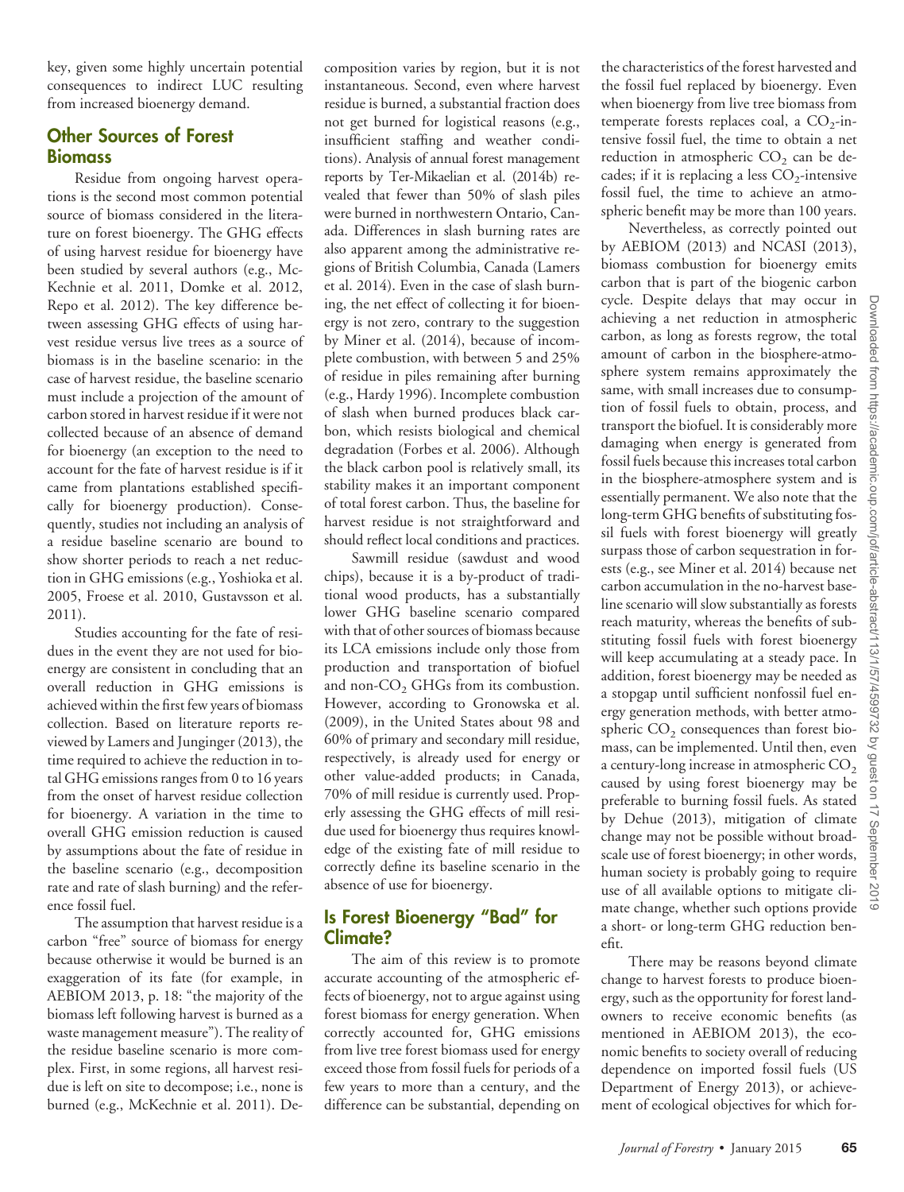key, given some highly uncertain potential consequences to indirect LUC resulting from increased bioenergy demand.

## Other Sources of Forest Biomass

Residue from ongoing harvest operations is the second most common potential source of biomass considered in the literature on forest bioenergy. The GHG effects of using harvest residue for bioenergy have been studied by several authors (e.g., McKechnie et al. 2011, Domke et al. 2012, Repo et al. 2012). The key difference between assessing GHG effects of using harvest residue versus live trees as a source of biomass is in the baseline scenario: in the case of harvest residue, the baseline scenario must include a projection of the amount of carbon stored in harvest residue if it were not collected because of an absence of demand for bioenergy (an exception to the need to account for the fate of harvest residue is if it came from plantations established specifically for bioenergy production). Consequently, studies not including an analysis of a residue baseline scenario are bound to show shorter periods to reach a net reduction in GHG emissions (e.g., Yoshioka et al. 2005, Froese et al. 2010, Gustavsson et al. 2011).

Studies accounting for the fate of residues in the event they are not used for bioenergy are consistent in concluding that an overall reduction in GHG emissions is achieved within the first few years of biomass collection. Based on literature reports reviewed by Lamers and Junginger (2013), the time required to achieve the reduction in total GHG emissions ranges from 0 to 16 years from the onset of harvest residue collection for bioenergy. A variation in the time to overall GHG emission reduction is caused by assumptions about the fate of residue in the baseline scenario (e.g., decomposition rate and rate of slash burning) and the reference fossil fuel.

The assumption that harvest residue is a carbon "free" source of biomass for energy because otherwise it would be burned is an exaggeration of its fate (for example, in AEBIOM 2013, p. 18: "the majority of the biomass left following harvest is burned as a waste management measure"). The reality of the residue baseline scenario is more complex. First, in some regions, all harvest residue is left on site to decompose; i.e., none is burned (e.g., McKechnie et al. 2011). Decomposition varies by region, but it is not instantaneous. Second, even where harvest residue is burned, a substantial fraction does not get burned for logistical reasons (e.g., insufficient staffing and weather conditions). Analysis of annual forest management reports by Ter-Mikaelian et al. (2014b) revealed that fewer than 50% of slash piles were burned in northwestern Ontario, Canada. Differences in slash burning rates are also apparent among the administrative regions of British Columbia, Canada (Lamers et al. 2014). Even in the case of slash burning, the net effect of collecting it for bioenergy is not zero, contrary to the suggestion by Miner et al. (2014), because of incomplete combustion, with between 5 and 25% of residue in piles remaining after burning (e.g., Hardy 1996). Incomplete combustion of slash when burned produces black carbon, which resists biological and chemical degradation (Forbes et al. 2006). Although the black carbon pool is relatively small, its stability makes it an important component of total forest carbon. Thus, the baseline for harvest residue is not straightforward and should reflect local conditions and practices.

Sawmill residue (sawdust and wood chips), because it is a by-product of traditional wood products, has a substantially lower GHG baseline scenario compared with that of other sources of biomass because its LCA emissions include only those from production and transportation of biofuel and non-$CO_2$ GHGs from its combustion. However, according to Gronowska et al. (2009), in the United States about 98 and 60% of primary and secondary mill residue, respectively, is already used for energy or other value-added products; in Canada, 70% of mill residue is currently used. Properly assessing the GHG effects of mill residue used for bioenergy thus requires knowledge of the existing fate of mill residue to correctly define its baseline scenario in the absence of use for bioenergy.

## Is Forest Bioenergy "Bad" for Climate?

The aim of this review is to promote accurate accounting of the atmospheric effects of bioenergy, not to argue against using forest biomass for energy generation. When correctly accounted for, GHG emissions from live tree forest biomass used for energy exceed those from fossil fuels for periods of a few years to more than a century, and the difference can be substantial, depending on the characteristics of the forest harvested and the fossil fuel replaced by bioenergy. Even when bioenergy from live tree biomass from temperate forests replaces coal, a $CO_2$-intensive fossil fuel, the time to obtain a net reduction in atmospheric $CO_2$ can be decades; if it is replacing a less $CO_2$-intensive fossil fuel, the time to achieve an atmospheric benefit may be more than 100 years.

Nevertheless, as correctly pointed out by AEBIOM (2013) and NCASI (2013), biomass combustion for bioenergy emits carbon that is part of the biogenic carbon cycle. Despite delays that may occur in achieving a net reduction in atmospheric carbon, as long as forests regrow, the total amount of carbon in the biosphere-atmosphere system remains approximately the same, with small increases due to consumption of fossil fuels to obtain, process, and transport the biofuel. It is considerably more damaging when energy is generated from fossil fuels because this increases total carbon in the biosphere-atmosphere system and is essentially permanent. We also note that the long-term GHG benefits of substituting fossil fuels with forest bioenergy will greatly surpass those of carbon sequestration in forests (e.g., see Miner et al. 2014) because net carbon accumulation in the no-harvest baseline scenario will slow substantially as forests reach maturity, whereas the benefits of substituting fossil fuels with forest bioenergy will keep accumulating at a steady pace. In addition, forest bioenergy may be needed as a stopgap until sufficient nonfossil fuel energy generation methods, with better atmospheric $CO_2$ consequences than forest biomass, can be implemented. Until then, even a century-long increase in atmospheric $CO_2$ caused by using forest bioenergy may be preferable to burning fossil fuels. As stated by Dehue (2013), mitigation of climate change may not be possible without broad-scale use of forest bioenergy; in other words, human society is probably going to require use of all available options to mitigate climate change, whether such options provide a short- or long-term GHG reduction benefit.

There may be reasons beyond climate change to harvest forests to produce bioenergy, such as the opportunity for forest landowners to receive economic benefits (as mentioned in AEBIOM 2013), the economic benefits to society overall of reducing dependence on imported fossil fuels (US Department of Energy 2013), or achievement of ecological objectives for which for-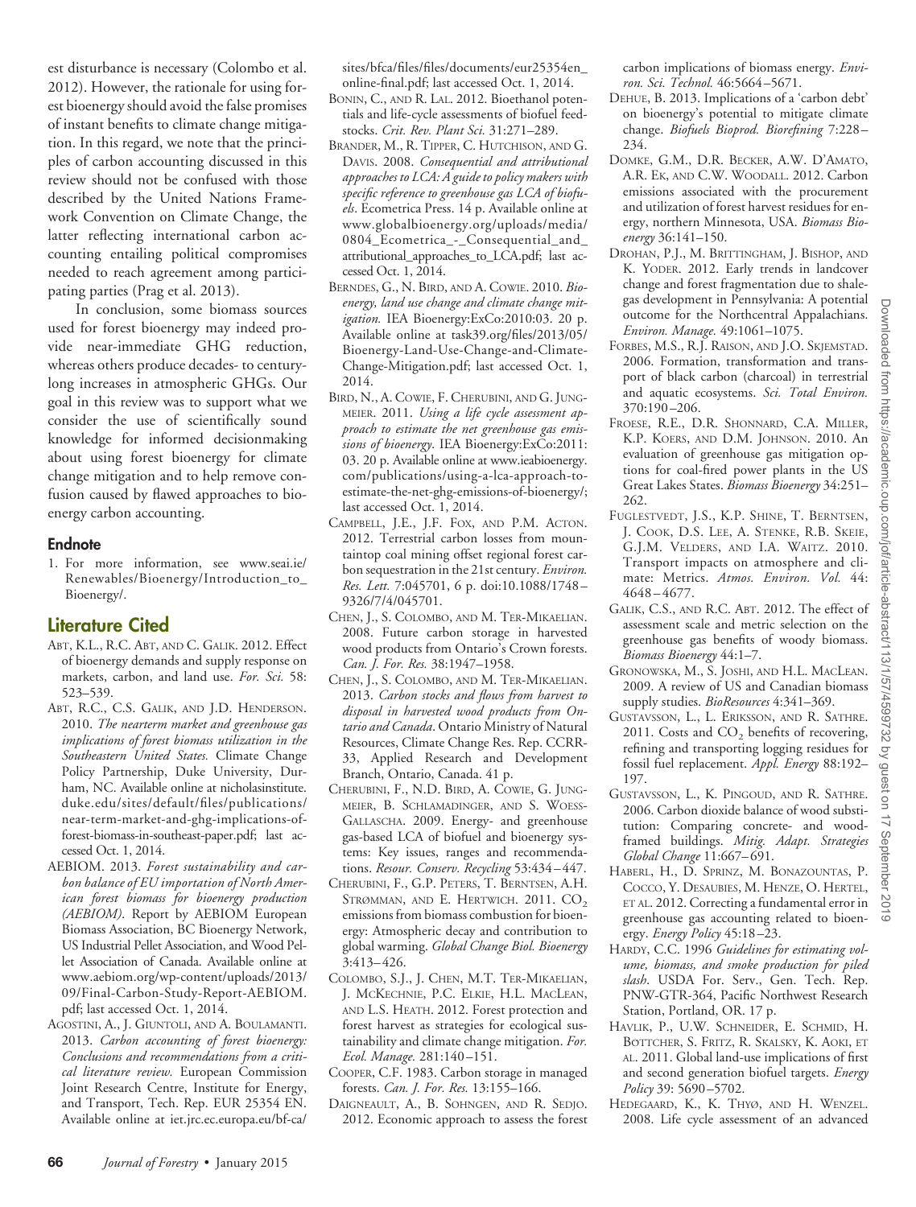est disturbance is necessary (Colombo et al. 2012). However, the rationale for using forest bioenergy should avoid the false promises of instant benefits to climate change mitigation. In this regard, we note that the principles of carbon accounting discussed in this review should not be confused with those described by the United Nations Framework Convention on Climate Change, the latter reflecting international carbon accounting entailing political compromises needed to reach agreement among participating parties (Prag et al. 2013).

In conclusion, some biomass sources used for forest bioenergy may indeed provide near-immediate GHG reduction, whereas others produce decades- to century-long increases in atmospheric GHGs. Our goal in this review was to support what we consider the use of scientifically sound knowledge for informed decisionmaking about using forest bioenergy for climate change mitigation and to help remove confusion caused by flawed approaches to bioenergy carbon accounting.

### Endnote

1. For more information, see www.seai.ie/Renewables/Bioenergy/Introduction_to_Bioenergy/.

## Literature Cited

Abt, K.L., R.C. Abt, and C. Galik. 2012. Effect of bioenergy demands and supply response on markets, carbon, and land use. *For. Sci.* 58: 523–539.

Abt, R.C., C.S. Galik, and J.D. Henderson. 2010. *The nearterm market and greenhouse gas implications of forest biomass utilization in the Southeastern United States.* Climate Change Policy Partnership, Duke University, Durham, NC. Available online at nicholasinstitute.duke.edu/sites/default/files/publications/near-term-market-and-ghg-implications-of-forest-biomass-in-southeast-paper.pdf; last accessed Oct. 1, 2014.

AEBIOM. 2013. *Forest sustainability and carbon balance of EU importation of North American forest biomass for bioenergy production (AEBIOM).* Report by AEBIOM European Biomass Association, BC Bioenergy Network, US Industrial Pellet Association, and Wood Pellet Association of Canada. Available online at www.aebiom.org/wp-content/uploads/2013/09/Final-Carbon-Study-Report-AEBIOM.pdf; last accessed Oct. 1, 2014.

Agostini, A., J. Giuntoli, and A. Boulamanti. 2013. *Carbon accounting of forest bioenergy: Conclusions and recommendations from a critical literature review.* European Commission Joint Research Centre, Institute for Energy, and Transport, Tech. Rep. EUR 25354 EN. Available online at iet.jrc.ec.europa.eu/bf-ca/sites/bfca/files/files/documents/eur25354en_online-final.pdf; last accessed Oct. 1, 2014.

Bonin, C., and R. Lal. 2012. Bioethanol potentials and life-cycle assessments of biofuel feedstocks. *Crit. Rev. Plant Sci.* 31:271–289.

Brander, M., R. Tipper, C. Hutchison, and G. Davis. 2008. *Consequential and attributional approaches to LCA: A guide to policy makers with specific reference to greenhouse gas LCA of biofuels*. Ecometrica Press. 14 p. Available online at www.globalbioenergy.org/uploads/media/0804_Ecometrica_-_Consequential_and_attributional_approaches_to_LCA.pdf; last accessed Oct. 1, 2014.

Berndes, G., N. Bird, and A. Cowie. 2010. *Bioenergy, land use change and climate change mitigation.* IEA Bioenergy:ExCo:2010:03. 20 p. Available online at task39.org/files/2013/05/Bioenergy-Land-Use-Change-and-Climate-Change-Mitigation.pdf; last accessed Oct. 1, 2014.

Bird, N., A. Cowie, F. Cherubini, and G. Jungmeier. 2011. *Using a life cycle assessment approach to estimate the net greenhouse gas emissions of bioenergy.* IEA Bioenergy:ExCo:2011:03. 20 p. Available online at www.ieabioenergy.com/publications/using-a-lca-approach-to-estimate-the-net-ghg-emissions-of-bioenergy/; last accessed Oct. 1, 2014.

Campbell, J.E., J.F. Fox, and P.M. Acton. 2012. Terrestrial carbon losses from mountaintop coal mining offset regional forest carbon sequestration in the 21st century. *Environ. Res. Lett.* 7:045701, 6 p. doi:10.1088/1748–9326/7/4/045701.

Chen, J., S. Colombo, and M. Ter-Mikaelian. 2008. Future carbon storage in harvested wood products from Ontario's Crown forests. *Can. J. For. Res.* 38:1947–1958.

Chen, J., S. Colombo, and M. Ter-Mikaelian. 2013. *Carbon stocks and flows from harvest to disposal in harvested wood products from Ontario and Canada*. Ontario Ministry of Natural Resources, Climate Change Res. Rep. CCRR-33, Applied Research and Development Branch, Ontario, Canada. 41 p.

Cherubini, F., N.D. Bird, A. Cowie, G. Jungmeier, B. Schlamadinger, and S. Woess-Gallascha. 2009. Energy- and greenhouse gas-based LCA of biofuel and bioenergy systems: Key issues, ranges and recommendations. *Resour. Conserv. Recycling* 53:434–447.

Cherubini, F., G.P. Peters, T. Berntsen, A.H. Strømman, and E. Hertwich. 2011. $CO_2$ emissions from biomass combustion for bioenergy: Atmospheric decay and contribution to global warming. *Global Change Biol. Bioenergy* 3:413–426.

Colombo, S.J., J. Chen, M.T. Ter-Mikaelian, J. McKechnie, P.C. Elkie, H.L. MacLean, and L.S. Heath. 2012. Forest protection and forest harvest as strategies for ecological sustainability and climate change mitigation. *For. Ecol. Manage.* 281:140–151.

Cooper, C.F. 1983. Carbon storage in managed forests. *Can. J. For. Res.* 13:155–166.

Daigneault, A., B. Sohngen, and R. Sedjo. 2012. Economic approach to assess the forest carbon implications of biomass energy. *Environ. Sci. Technol.* 46:5664–5671.

Dehue, B. 2013. Implications of a 'carbon debt' on bioenergy's potential to mitigate climate change. *Biofuels Bioprod. Biorefining* 7:228–234.

Domke, G.M., D.R. Becker, A.W. D'Amato, A.R. Ek, and C.W. Woodall. 2012. Carbon emissions associated with the procurement and utilization of forest harvest residues for energy, northern Minnesota, USA. *Biomass Bioenergy* 36:141–150.

Drohan, P.J., M. Brittingham, J. Bishop, and K. Yoder. 2012. Early trends in landcover change and forest fragmentation due to shale-gas development in Pennsylvania: A potential outcome for the Northcentral Appalachians. *Environ. Manage.* 49:1061–1075.

Forbes, M.S., R.J. Raison, and J.O. Skjemstad. 2006. Formation, transformation and transport of black carbon (charcoal) in terrestrial and aquatic ecosystems. *Sci. Total Environ.* 370:190–206.

Froese, R.E., D.R. Shonnard, C.A. Miller, K.P. Koers, and D.M. Johnson. 2010. An evaluation of greenhouse gas mitigation options for coal-fired power plants in the US Great Lakes States. *Biomass Bioenergy* 34:251–262.

Fuglestvedt, J.S., K.P. Shine, T. Berntsen, J. Cook, D.S. Lee, A. Stenke, R.B. Skeie, G.J.M. Velders, and I.A. Waitz. 2010. Transport impacts on atmosphere and climate: Metrics. *Atmos. Environ. Vol.* 44: 4648–4677.

Galik, C.S., and R.C. Abt. 2012. The effect of assessment scale and metric selection on the greenhouse gas benefits of woody biomass. *Biomass Bioenergy* 44:1–7.

Gronowska, M., S. Joshi, and H.L. MacLean. 2009. A review of US and Canadian biomass supply studies. *BioResources* 4:341–369.

Gustavsson, L., L. Eriksson, and R. Sathre. 2011. Costs and $CO_2$ benefits of recovering, refining and transporting logging residues for fossil fuel replacement. *Appl. Energy* 88:192–197.

Gustavsson, L., K. Pingoud, and R. Sathre. 2006. Carbon dioxide balance of wood substitution: Comparing concrete- and wood-framed buildings. *Mitig. Adapt. Strategies Global Change* 11:667–691.

Haberl, H., D. Sprinz, M. Bonazountas, P. Cocco, Y. Desaubies, M. Henze, O. Hertel, et al. 2012. Correcting a fundamental error in greenhouse gas accounting related to bioenergy. *Energy Policy* 45:18–23.

Hardy, C.C. 1996 *Guidelines for estimating volume, biomass, and smoke production for piled slash.* USDA For. Serv., Gen. Tech. Rep. PNW-GTR-364, Pacific Northwest Research Station, Portland, OR. 17 p.

Havlik, P., U.W. Schneider, E. Schmid, H. Böttcher, S. Fritz, R. Skalsky, K. Aoki, et al. 2011. Global land-use implications of first and second generation biofuel targets. *Energy Policy* 39: 5690–5702.

Hedegaard, K., K. Thyø, and H. Wenzel. 2008. Life cycle assessment of an advanced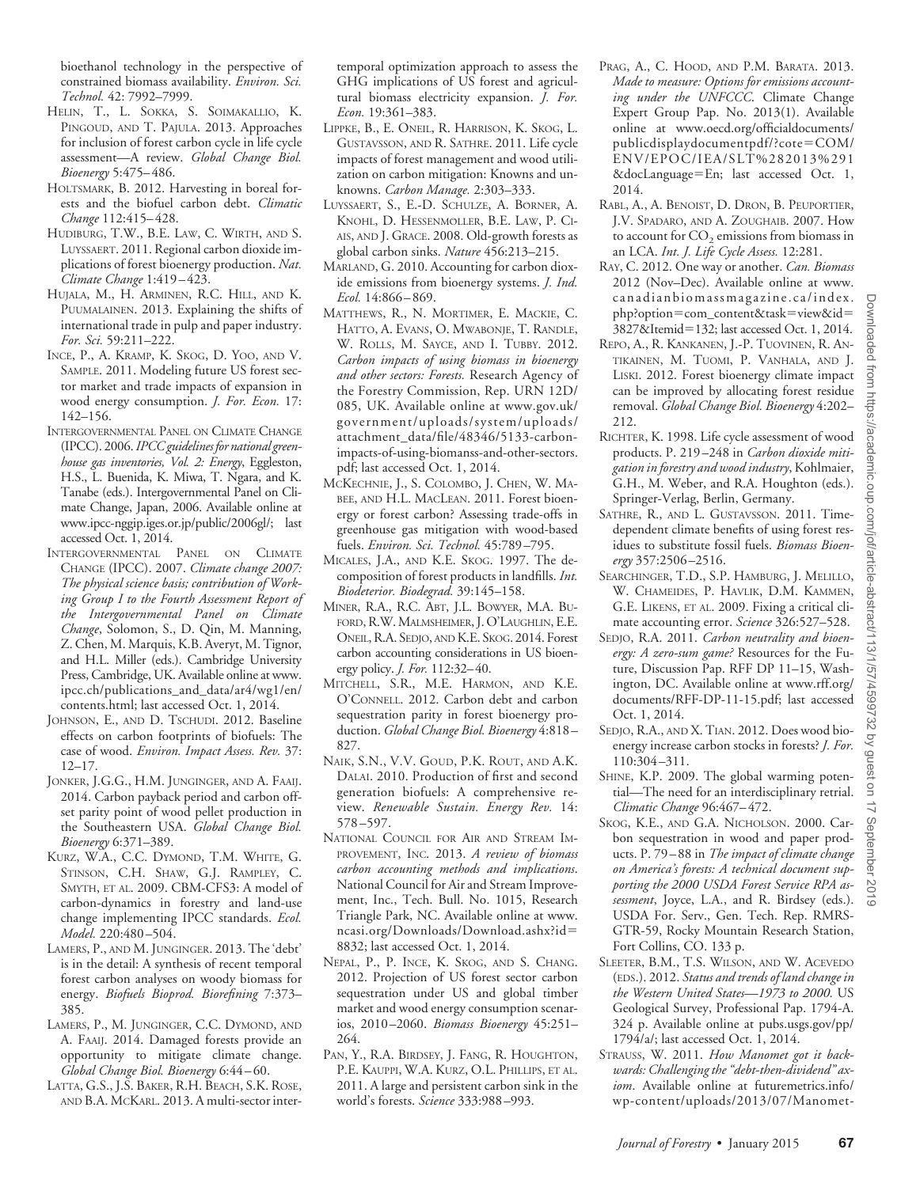bioethanol technology in the perspective of constrained biomass availability. *Environ. Sci. Technol.* 42: 7992–7999.

HELIN, T., L. SOKKA, S. SOIMAKALLIO, K. PINGOUD, AND T. PAJULA. 2013. Approaches for inclusion of forest carbon cycle in life cycle assessment—A review. *Global Change Biol. Bioenergy* 5:475–486.

HOLTSMARK, B. 2012. Harvesting in boreal forests and the biofuel carbon debt. *Climatic Change* 112:415–428.

HUDIBURG, T.W., B.E. LAW, C. WIRTH, AND S. LUYSSAERT. 2011. Regional carbon dioxide implications of forest bioenergy production. *Nat. Climate Change* 1:419–423.

HUJALA, M., H. ARMINEN, R.C. HILL, AND K. PUUMALAINEN. 2013. Explaining the shifts of international trade in pulp and paper industry. *For. Sci.* 59:211–222.

INCE, P., A. KRAMP, K. SKOG, D. YOO, AND V. SAMPLE. 2011. Modeling future US forest sector market and trade impacts of expansion in wood energy consumption. *J. For. Econ.* 17: 142–156.

INTERGOVERNMENTAL PANEL ON CLIMATE CHANGE (IPCC). 2006. *IPCC guidelines for national greenhouse gas inventories, Vol. 2: Energy*, Eggleston, H.S., L. Buenida, K. Miwa, T. Ngara, and K. Tanabe (eds.). Intergovernmental Panel on Climate Change, Japan, 2006. Available online at www.ipcc-nggip.iges.or.jp/public/2006gl/; last accessed Oct. 1, 2014.

INTERGOVERNMENTAL PANEL ON CLIMATE CHANGE (IPCC). 2007. *Climate change 2007: The physical science basis; contribution of Working Group I to the Fourth Assessment Report of the Intergovernmental Panel on Climate Change*, Solomon, S., D. Qin, M. Manning, Z. Chen, M. Marquis, K.B. Averyt, M. Tignor, and H.L. Miller (eds.). Cambridge University Press, Cambridge, UK. Available online at www.ipcc.ch/publications_and_data/ar4/wg1/en/contents.html; last accessed Oct. 1, 2014.

JOHNSON, E., AND D. TSCHUDI. 2012. Baseline effects on carbon footprints of biofuels: The case of wood. *Environ. Impact Assess. Rev.* 37: 12–17.

JONKER, J.G.G., H.M. JUNGINGER, AND A. FAAIJ. 2014. Carbon payback period and carbon offset parity point of wood pellet production in the Southeastern USA. *Global Change Biol. Bioenergy* 6:371–389.

KURZ, W.A., C.C. DYMOND, T.M. WHITE, G. STINSON, C.H. SHAW, G.J. RAMPLEY, C. SMYTH, ET AL. 2009. CBM-CFS3: A model of carbon-dynamics in forestry and land-use change implementing IPCC standards. *Ecol. Model.* 220:480–504.

LAMERS, P., AND M. JUNGINGER. 2013. The 'debt' is in the detail: A synthesis of recent temporal forest carbon analyses on woody biomass for energy. *Biofuels Bioprod. Biorefining* 7:373–385.

LAMERS, P., M. JUNGINGER, C.C. DYMOND, AND A. FAAIJ. 2014. Damaged forests provide an opportunity to mitigate climate change. *Global Change Biol. Bioenergy* 6:44–60.

LATTA, G.S., J.S. BAKER, R.H. BEACH, S.K. ROSE, AND B.A. MCKARL. 2013. A multi-sector intertemporal optimization approach to assess the GHG implications of US forest and agricultural biomass electricity expansion. *J. For. Econ.* 19:361–383.

LIPPKE, B., E. ONEIL, R. HARRISON, K. SKOG, L. GUSTAVSSON, AND R. SATHRE. 2011. Life cycle impacts of forest management and wood utilization on carbon mitigation: Knowns and unknowns. *Carbon Manage.* 2:303–333.

LUYSSAERT, S., E.-D. SCHULZE, A. BÖRNER, A. KNOHL, D. HESSENMÖLLER, B.E. LAW, P. CIAIS, AND J. GRACE. 2008. Old-growth forests as global carbon sinks. *Nature* 456:213–215.

MARLAND, G. 2010. Accounting for carbon dioxide emissions from bioenergy systems. *J. Ind. Ecol.* 14:866–869.

MATTHEWS, R., N. MORTIMER, E. MACKIE, C. HATTO, A. EVANS, O. MWABONJE, T. RANDLE, W. ROLLS, M. SAYCE, AND I. TUBBY. 2012. *Carbon impacts of using biomass in bioenergy and other sectors: Forests.* Research Agency of the Forestry Commission, Rep. URN 12D/085, UK. Available online at www.gov.uk/government/uploads/system/uploads/attachment_data/file/48346/5133-carbon-impacts-of-using-biomanss-and-other-sectors.pdf; last accessed Oct. 1, 2014.

MCKECHNIE, J., S. COLOMBO, J. CHEN, W. MABEE, AND H.L. MACLEAN. 2011. Forest bioenergy or forest carbon? Assessing trade-offs in greenhouse gas mitigation with wood-based fuels. *Environ. Sci. Technol.* 45:789–795.

MICALES, J.A., AND K.E. SKOG. 1997. The decomposition of forest products in landfills. *Int. Biodeterior. Biodegrad.* 39:145–158.

MINER, R.A., R.C. ABT, J.L. BOWYER, M.A. BUFORD, R.W. MALMSHEIMER, J. O'LAUGHLIN, E.E. ONEIL, R.A. SEDJO, AND K.E. SKOG. 2014. Forest carbon accounting considerations in US bioenergy policy. *J. For.* 112:32–40.

MITCHELL, S.R., M.E. HARMON, AND K.E. O'CONNELL. 2012. Carbon debt and carbon sequestration parity in forest bioenergy production. *Global Change Biol. Bioenergy* 4:818–827.

NAIK, S.N., V.V. GOUD, P.K. ROUT, AND A.K. DALAI. 2010. Production of first and second generation biofuels: A comprehensive review. *Renewable Sustain. Energy Rev.* 14: 578–597.

NATIONAL COUNCIL FOR AIR AND STREAM IMPROVEMENT, INC. 2013. *A review of biomass carbon accounting methods and implications.* National Council for Air and Stream Improvement, Inc., Tech. Bull. No. 1015, Research Triangle Park, NC. Available online at www.ncasi.org/Downloads/Download.ashx?id=8832; last accessed Oct. 1, 2014.

NEPAL, P., P. INCE, K. SKOG, AND S. CHANG. 2012. Projection of US forest sector carbon sequestration under US and global timber market and wood energy consumption scenarios, 2010–2060. *Biomass Bioenergy* 45:251–264.

PAN, Y., R.A. BIRDSEY, J. FANG, R. HOUGHTON, P.E. KAUPPI, W.A. KURZ, O.L. PHILLIPS, ET AL. 2011. A large and persistent carbon sink in the world's forests. *Science* 333:988–993.

PRAG, A., C. HOOD, AND P.M. BARATA. 2013. *Made to measure: Options for emissions accounting under the UNFCCC.* Climate Change Expert Group Pap. No. 2013(1). Available online at www.oecd.org/officialdocuments/publicdisplaydocumentpdf/?cote=COM/ENV/EPOC/IEA/SLT%282013%291&docLanguage=En; last accessed Oct. 1, 2014.

RABL, A., A. BENOIST, D. DRON, B. PEUPORTIER, J.V. SPADARO, AND A. ZOUGHAIB. 2007. How to account for $CO_2$ emissions from biomass in an LCA. *Int. J. Life Cycle Assess.* 12:281.

RAY, C. 2012. One way or another. *Can. Biomass* 2012 (Nov–Dec). Available online at www.canadianbiomassmagazine.ca/index.php?option=com_content&task=view&id=3827&Itemid=132; last accessed Oct. 1, 2014.

REPO, A., R. KANKANEN, J.-P. TUOVINEN, R. ANTIKAINEN, M. TUOMI, P. VANHALA, AND J. LISKI. 2012. Forest bioenergy climate impact can be improved by allocating forest residue removal. *Global Change Biol. Bioenergy* 4:202–212.

RICHTER, K. 1998. Life cycle assessment of wood products. P. 219–248 in *Carbon dioxide mitigation in forestry and wood industry*, Kohlmaier, G.H., M. Weber, and R.A. Houghton (eds.). Springer-Verlag, Berlin, Germany.

SATHRE, R., AND L. GUSTAVSSON. 2011. Time-dependent climate benefits of using forest residues to substitute fossil fuels. *Biomass Bioenergy* 357:2506–2516.

SEARCHINGER, T.D., S.P. HAMBURG, J. MELILLO, W. CHAMEIDES, P. HAVLIK, D.M. KAMMEN, G.E. LIKENS, ET AL. 2009. Fixing a critical climate accounting error. *Science* 326:527–528.

SEDJO, R.A. 2011. *Carbon neutrality and bioenergy: A zero-sum game?* Resources for the Future, Discussion Pap. RFF DP 11–15, Washington, DC. Available online at www.rff.org/documents/RFF-DP-11-15.pdf; last accessed Oct. 1, 2014.

SEDJO, R.A., AND X. TIAN. 2012. Does wood bioenergy increase carbon stocks in forests? *J. For.* 110:304–311.

SHINE, K.P. 2009. The global warming potential—The need for an interdisciplinary retrial. *Climatic Change* 96:467–472.

SKOG, K.E., AND G.A. NICHOLSON. 2000. Carbon sequestration in wood and paper products. P. 79–88 in *The impact of climate change on America's forests: A technical document supporting the 2000 USDA Forest Service RPA assessment*, Joyce, L.A., and R. Birdsey (eds.). USDA For. Serv., Gen. Tech. Rep. RMRS-GTR-59, Rocky Mountain Research Station, Fort Collins, CO. 133 p.

SLEETER, B.M., T.S. WILSON, AND W. ACEVEDO (EDS.). 2012. *Status and trends of land change in the Western United States—1973 to 2000.* US Geological Survey, Professional Pap. 1794-A. 324 p. Available online at pubs.usgs.gov/pp/1794/a/; last accessed Oct. 1, 2014.

STRAUSS, W. 2011. *How Manomet got it backwards: Challenging the "debt-then-dividend" axiom*. Available online at futuremetrics.info/wp-content/uploads/2013/07/Manomet-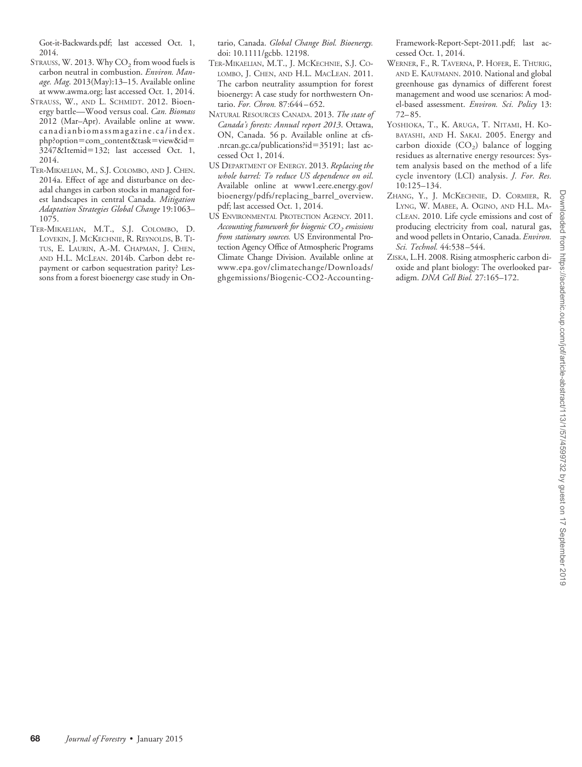Got-it-Backwards.pdf; last accessed Oct. 1, 2014.

STRAUSS, W. 2013. Why $CO_2$ from wood fuels is carbon neutral in combustion. *Environ. Manage. Mag*. 2013(May):13–15. Available online at www.awma.org; last accessed Oct. 1, 2014.

STRAUSS, W., AND L. SCHMIDT. 2012. Bioenergy battle—Wood versus coal. *Can. Biomass* 2012 (Mar–Apr). Available online at www.canadianbiomassmagazine.ca/index.php?option=com_content&task=view&id=3247&Itemid=132; last accessed Oct. 1, 2014.

TER-MIKAELIAN, M., S.J. COLOMBO, AND J. CHEN. 2014a. Effect of age and disturbance on decadal changes in carbon stocks in managed forest landscapes in central Canada. *Mitigation Adaptation Strategies Global Change* 19:1063–1075.

TER-MIKAELIAN, M.T., S.J. COLOMBO, D. LOVEKIN, J. MCKECHNIE, R. REYNOLDS, B. TITUS, E. LAURIN, A.-M. CHAPMAN, J. CHEN, AND H.L. MCLEAN. 2014b. Carbon debt repayment or carbon sequestration parity? Lessons from a forest bioenergy case study in Ontario, Canada. *Global Change Biol. Bioenergy.* doi: 10.1111/gcbb. 12198.

TER-MIKAELIAN, M.T., J. MCKECHNIE, S.J. COLOMBO, J. CHEN, AND H.L. MACLEAN. 2011. The carbon neutrality assumption for forest bioenergy: A case study for northwestern Ontario. *For. Chron.* 87:644–652.

NATURAL RESOURCES CANADA. 2013. *The state of Canada's forests: Annual report 2013*. Ottawa, ON, Canada. 56 p. Available online at cfs-.nrcan.gc.ca/publications?id=35191; last accessed Oct 1, 2014.

US DEPARTMENT OF ENERGY. 2013. *Replacing the whole barrel: To reduce US dependence on oil*. Available online at www1.eere.energy.gov/bioenergy/pdfs/replacing_barrel_overview.pdf; last accessed Oct. 1, 2014.

US ENVIRONMENTAL PROTECTION AGENCY. 2011. *Accounting framework for biogenic $CO_2$ emissions from stationary sources.* US Environmental Protection Agency Office of Atmospheric Programs Climate Change Division. Available online at www.epa.gov/climatechange/Downloads/ghgemissions/Biogenic-CO2-Accounting-Framework-Report-Sept-2011.pdf; last accessed Oct. 1, 2014.

WERNER, F., R. TAVERNA, P. HOFER, E. THÜRIG, AND E. KAUFMANN. 2010. National and global greenhouse gas dynamics of different forest management and wood use scenarios: A model-based assessment. *Environ. Sci. Policy* 13: 72–85.

YOSHIOKA, T., K. ARUGA, T. NITAMI, H. KOBAYASHI, AND H. SAKAI. 2005. Energy and carbon dioxide ($CO_2$) balance of logging residues as alternative energy resources: System analysis based on the method of a life cycle inventory (LCI) analysis. *J. For. Res.* 10:125–134.

ZHANG, Y., J. MCKECHNIE, D. CORMIER, R. LYNG, W. MABEE, A. OGINO, AND H.L. MACLEAN. 2010. Life cycle emissions and cost of producing electricity from coal, natural gas, and wood pellets in Ontario, Canada. *Environ. Sci. Technol.* 44:538–544.

ZISKA, L.H. 2008. Rising atmospheric carbon dioxide and plant biology: The overlooked paradigm. *DNA Cell Biol.* 27:165–172.